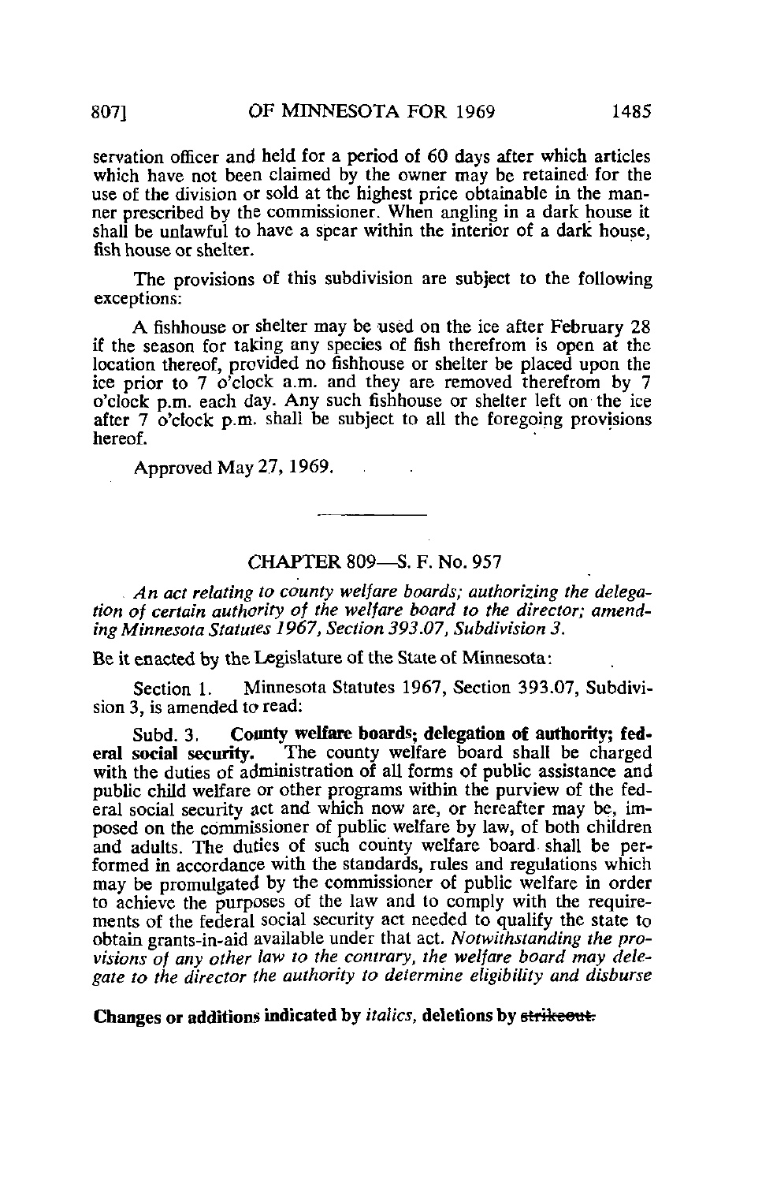servation officer and held for a period of 60 days after which articles which have not been claimed by the owner may be retained for the use of the division or sold at the highest price obtainable in the manner prescribed by the commissioner. When angling in a dark house it shall be unlawful to have a spear within the interior of a dark house, fish house or shelter.

The provisions of this subdivision are subject to the following exceptions:

A fishhouse or shelter may be used on the ice after February 28 if the season for taking any species of fish therefrom is open at the location thereof, provided no fishhouse or shelter be placed upon the ice prior to 7 o'clock a.m. and they are removed therefrom by 7 o'clock p.m. each day. Any such fishhouse or shelter left on the ice after 7 o'clock p.m. shall be subject to all the foregoing provisions hereof.

Approved May 27, 1969.

---

## CHAPTER 809—S. F. No. 957

*An act relating to county welfare boards; authorizing the delegation of certain authority of the welfare board to the director; amending Minnesota Statutes 1967, Section 393.07, Subdivision 3.*

Be it enacted by the Legislature of the State of Minnesota:

Section 1. Minnesota Statutes 1967, Section 393.07, Subdivision 3, is amended to read:

Subd. 3. **County welfare boards; delegation of authority; federal social security.** The county welfare board shall be charged with the duties of administration of all forms of public assistance and public child welfare or other programs within the purview of the federal social security act and which now are, or hereafter may be, imposed on the commissioner of public welfare by law, of both children and adults. The duties of such county welfare board shall be performed in accordance with the standards, rules and regulations which may be promulgated by the commissioner of public welfare in order to achieve the purposes of the law and to comply with the requirements of the federal social security act needed to qualify the state to obtain grants-in-aid available under that act. *Notwithstanding the provisions of any other law to the contrary, the welfare board may delegate to the director the authority to determine eligibility and disburse*

**Changes or additions indicated by *italics*, deletions by ~~strikeout.~~**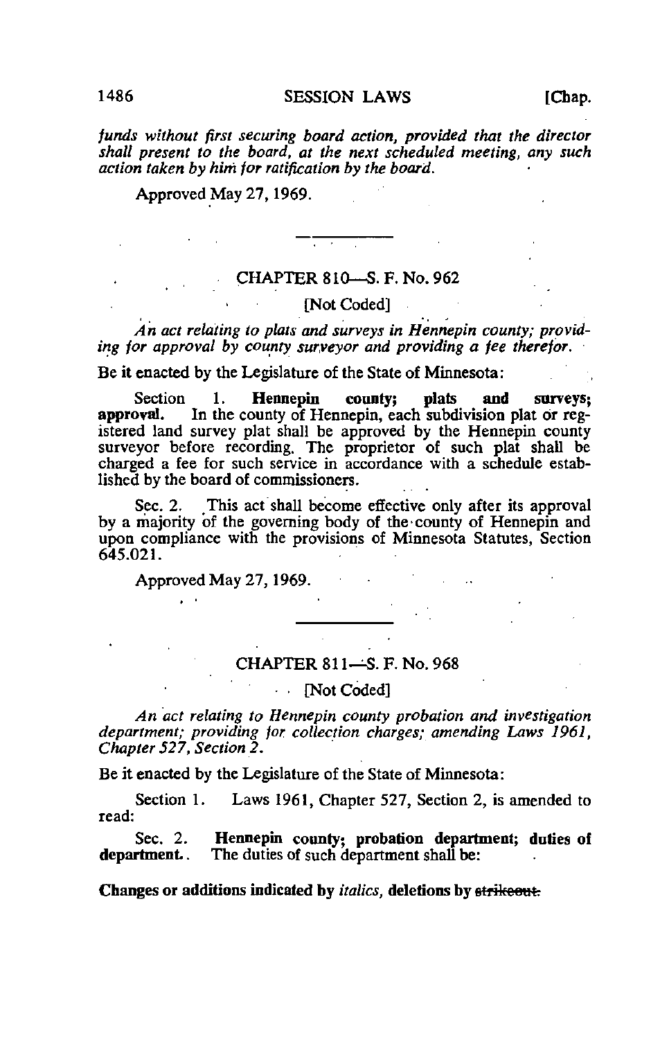*funds without first securing board action, provided that the director shall present to the board, at the next scheduled meeting, any such action taken by him for ratification by the board.*

Approved May 27, 1969.

---

## CHAPTER 810—S. F. No. 962

[Not Coded]

*An act relating to plats and surveys in Hennepin county; providing for approval by county surveyor and providing a fee therefor.*

Be it enacted by the Legislature of the State of Minnesota:

Section 1. **Hennepin county; plats and surveys; approval.** In the county of Hennepin, each subdivision plat or registered land survey plat shall be approved by the Hennepin county surveyor before recording. The proprietor of such plat shall be charged a fee for such service in accordance with a schedule established by the board of commissioners.

Sec. 2. This act shall become effective only after its approval by a majority of the governing body of the county of Hennepin and upon compliance with the provisions of Minnesota Statutes, Section 645.021.

Approved May 27, 1969.

---

## CHAPTER 811—S. F. No. 968

[Not Coded]

*An act relating to Hennepin county probation and investigation department; providing for collection charges; amending Laws 1961, Chapter 527, Section 2.*

Be it enacted by the Legislature of the State of Minnesota:

Section 1. Laws 1961, Chapter 527, Section 2, is amended to read:

Sec. 2. **Hennepin county; probation department; duties of department.** The duties of such department shall be:

**Changes or additions indicated by *italics*, deletions by ~~strikeout~~.**